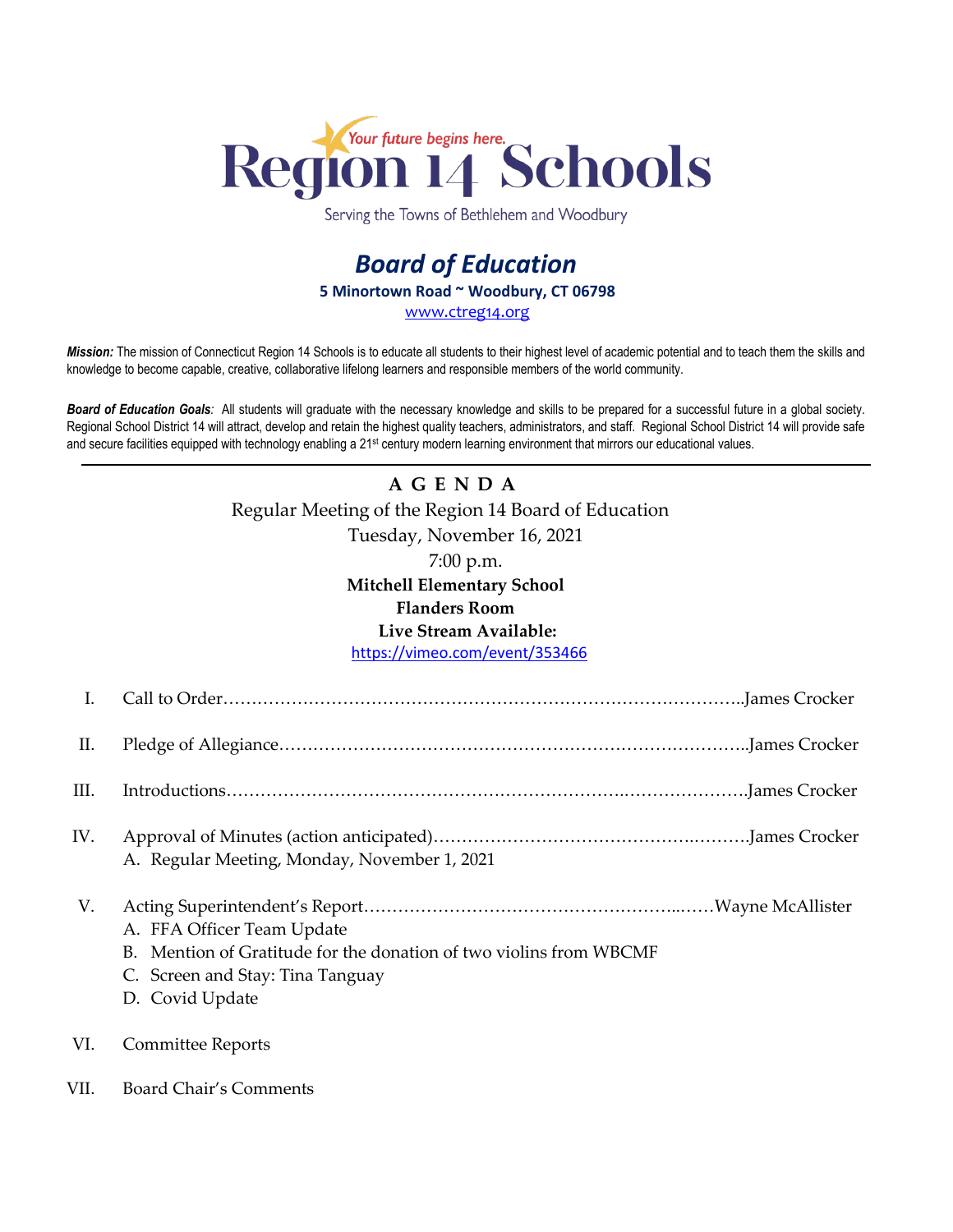Your future begins here.

# Region 14 Schools

Serving the Towns of Bethlehem and Woodbury

## *Board of Education*

**5 Minortown Road ~ Woodbury, CT 06798**

www.ctreg14.org

***Mission:*** The mission of Connecticut Region 14 Schools is to educate all students to their highest level of academic potential and to teach them the skills and knowledge to become capable, creative, collaborative lifelong learners and responsible members of the world community.

***Board of Education Goals:*** All students will graduate with the necessary knowledge and skills to be prepared for a successful future in a global society. Regional School District 14 will attract, develop and retain the highest quality teachers, administrators, and staff. Regional School District 14 will provide safe and secure facilities equipped with technology enabling a 21st century modern learning environment that mirrors our educational values.

---

**A G E N D A**

Regular Meeting of the Region 14 Board of Education

Tuesday, November 16, 2021

7:00 p.m.

**Mitchell Elementary School**

**Flanders Room**

**Live Stream Available:**

https://vimeo.com/event/353466

I. Call to Order………………………………………………………………………………..James Crocker

II. Pledge of Allegiance…………………………………………………………………………..James Crocker

III. Introductions…………………………………………………………….…………………..James Crocker

IV. Approval of Minutes (action anticipated)……………………………………….……….James Crocker
   A. Regular Meeting, Monday, November 1, 2021

V. Acting Superintendent's Report……………………………………………...……Wayne McAllister
   A. FFA Officer Team Update
   B. Mention of Gratitude for the donation of two violins from WBCMF
   C. Screen and Stay: Tina Tanguay
   D. Covid Update

VI. Committee Reports

VII. Board Chair's Comments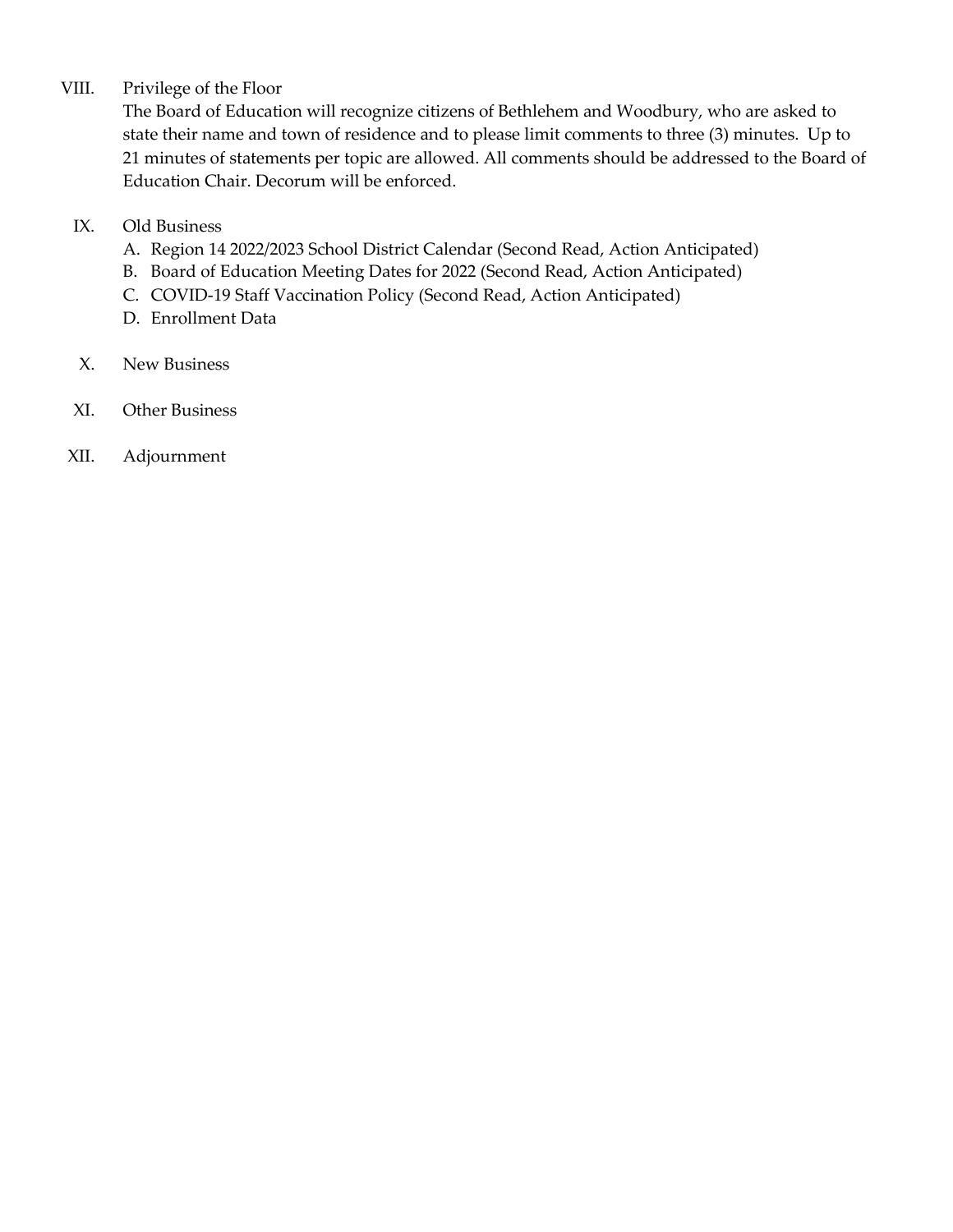VIII. Privilege of the Floor

The Board of Education will recognize citizens of Bethlehem and Woodbury, who are asked to state their name and town of residence and to please limit comments to three (3) minutes. Up to 21 minutes of statements per topic are allowed. All comments should be addressed to the Board of Education Chair. Decorum will be enforced.

IX. Old Business

A. Region 14 2022/2023 School District Calendar (Second Read, Action Anticipated)
B. Board of Education Meeting Dates for 2022 (Second Read, Action Anticipated)
C. COVID-19 Staff Vaccination Policy (Second Read, Action Anticipated)
D. Enrollment Data

X. New Business

XI. Other Business

XII. Adjournment